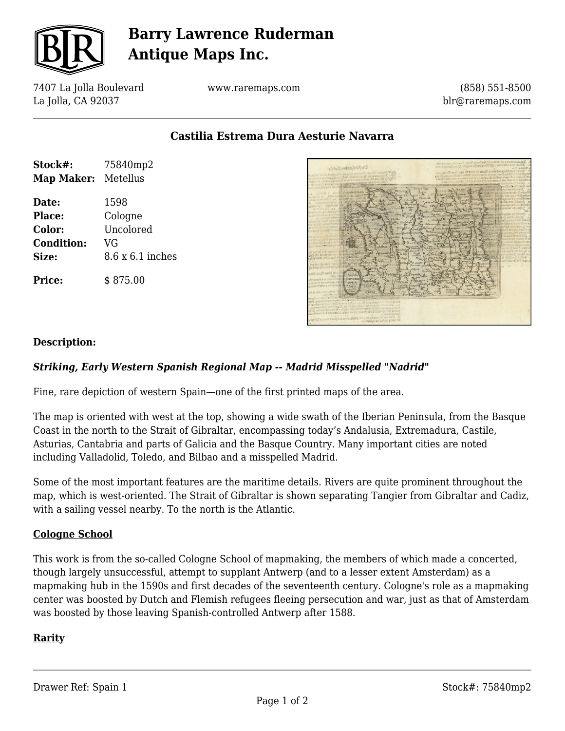# Barry Lawrence Ruderman Antique Maps Inc.

7407 La Jolla Boulevard
La Jolla, CA 92037

www.raremaps.com

(858) 551-8500
blr@raremaps.com

## Castilia Estrema Dura Aesturie Navarra

| | |
|---|---|
| **Stock#:** | 75840mp2 |
| **Map Maker:** | Metellus |
| **Date:** | 1598 |
| **Place:** | Cologne |
| **Color:** | Uncolored |
| **Condition:** | VG |
| **Size:** | 8.6 x 6.1 inches |
| **Price:** | $ 875.00 |

**Description:**

***Striking, Early Western Spanish Regional Map -- Madrid Misspelled "Nadrid"***

Fine, rare depiction of western Spain—one of the first printed maps of the area.

The map is oriented with west at the top, showing a wide swath of the Iberian Peninsula, from the Basque Coast in the north to the Strait of Gibraltar, encompassing today's Andalusia, Extremadura, Castile, Asturias, Cantabria and parts of Galicia and the Basque Country. Many important cities are noted including Valladolid, Toledo, and Bilbao and a misspelled Madrid.

Some of the most important features are the maritime details. Rivers are quite prominent throughout the map, which is west-oriented. The Strait of Gibraltar is shown separating Tangier from Gibraltar and Cadiz, with a sailing vessel nearby. To the north is the Atlantic.

**Cologne School**

This work is from the so-called Cologne School of mapmaking, the members of which made a concerted, though largely unsuccessful, attempt to supplant Antwerp (and to a lesser extent Amsterdam) as a mapmaking hub in the 1590s and first decades of the seventeenth century. Cologne's role as a mapmaking center was boosted by Dutch and Flemish refugees fleeing persecution and war, just as that of Amsterdam was boosted by those leaving Spanish-controlled Antwerp after 1588.

**Rarity**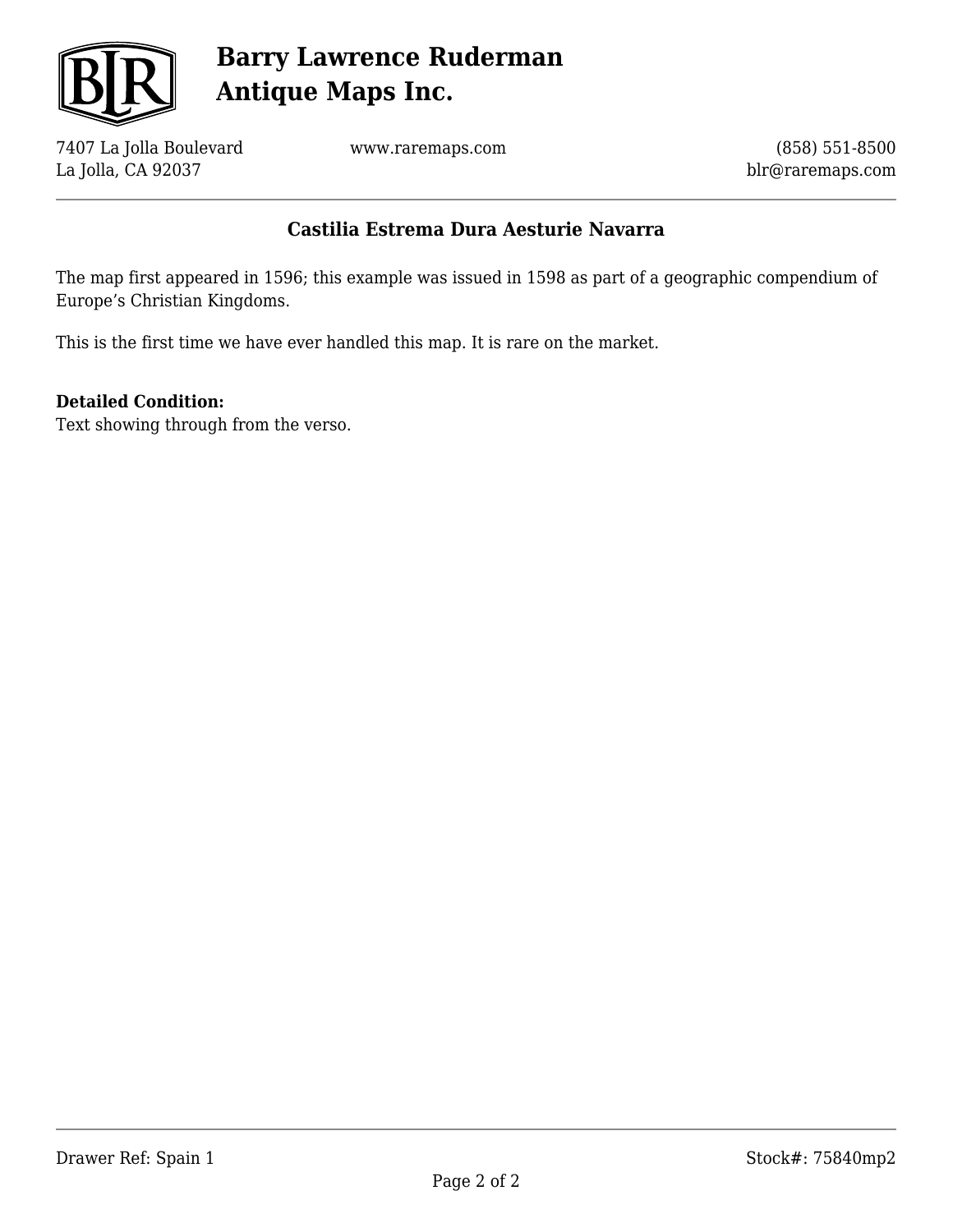## Castilia Estrema Dura Aesturie Navarra

The map first appeared in 1596; this example was issued in 1598 as part of a geographic compendium of Europe's Christian Kingdoms.

This is the first time we have ever handled this map. It is rare on the market.

**Detailed Condition:**
Text showing through from the verso.